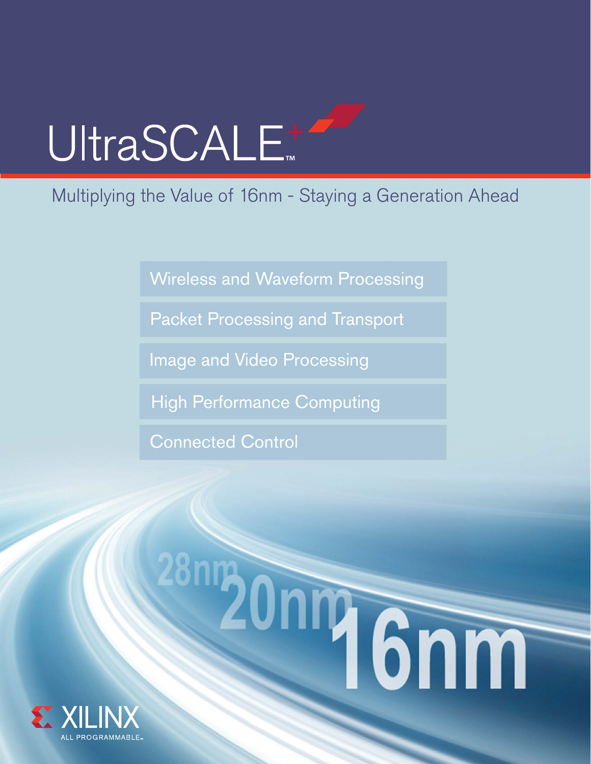# UltraSCALE+™

## Multiplying the Value of 16nm - Staying a Generation Ahead

- Wireless and Waveform Processing
- Packet Processing and Transport
- Image and Video Processing
- High Performance Computing
- Connected Control

28nm 20nm 16nm

XILINX
ALL PROGRAMMABLE™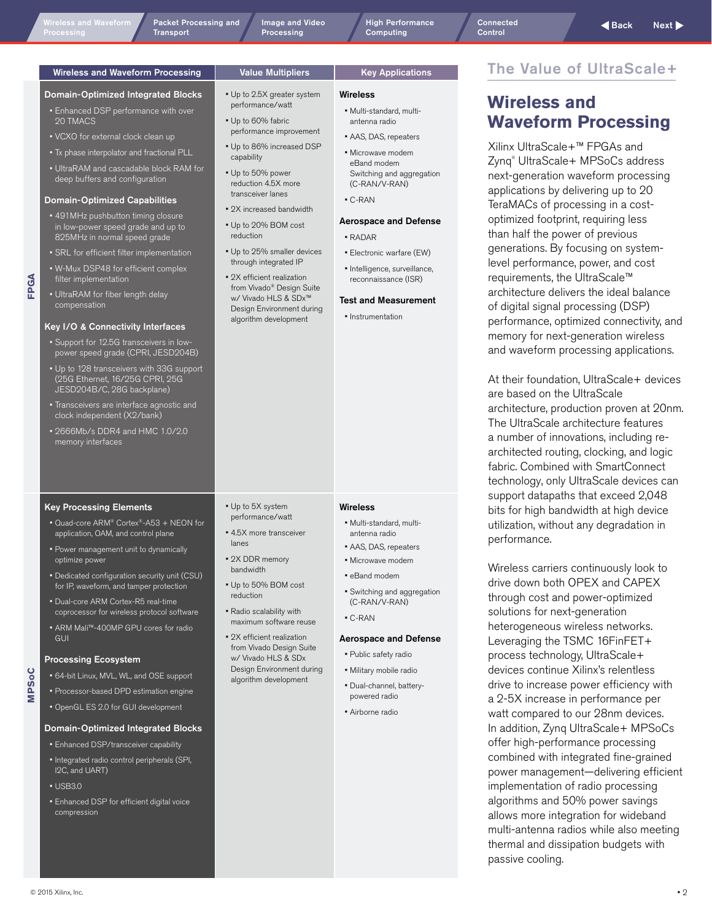## The Value of UltraScale+

# Wireless and Waveform Processing

Xilinx UltraScale+™ FPGAs and Zynq® UltraScale+ MPSoCs address next-generation waveform processing applications by delivering up to 20 TeraMACs of processing in a cost-optimized footprint, requiring less than half the power of previous generations. By focusing on system-level performance, power, and cost requirements, the UltraScale™ architecture delivers the ideal balance of digital signal processing (DSP) performance, optimized connectivity, and memory for next-generation wireless and waveform processing applications.

At their foundation, UltraScale+ devices are based on the UltraScale architecture, production proven at 20nm. The UltraScale architecture features a number of innovations, including re-architected routing, clocking, and logic fabric. Combined with SmartConnect technology, only UltraScale devices can support datapaths that exceed 2,048 bits for high bandwidth at high device utilization, without any degradation in performance.

Wireless carriers continuously look to drive down both OPEX and CAPEX through cost and power-optimized solutions for next-generation heterogeneous wireless networks. Leveraging the TSMC 16FinFET+ process technology, UltraScale+ devices continue Xilinx's relentless drive to increase power efficiency with a 2-5X increase in performance per watt compared to our 28nm devices. In addition, Zynq UltraScale+ MPSoCs offer high-performance processing combined with integrated fine-grained power management—delivering efficient implementation of radio processing algorithms and 50% power savings allows more integration for wideband multi-antenna radios while also meeting thermal and dissipation budgets with passive cooling.

| | Wireless and Waveform Processing | Value Multipliers | Key Applications |
|---|---|---|---|
| **FPGA** | **Domain-Optimized Integrated Blocks**<br>• Enhanced DSP performance with over 20 TMACS<br>• VCXO for external clock clean up<br>• Tx phase interpolator and fractional PLL<br>• UltraRAM and cascadable block RAM for deep buffers and configuration<br>**Domain-Optimized Capabilities**<br>• 491MHz pushbutton timing closure in low-power speed grade and up to 825MHz in normal speed grade<br>• SRL for efficient filter implementation<br>• W-Mux DSP48 for efficient complex filter implementation<br>• UltraRAM for fiber length delay compensation<br>**Key I/O & Connectivity Interfaces**<br>• Support for 12.5G transceivers in low-power speed grade (CPRI, JESD204B)<br>• Up to 128 transceivers with 33G support (25G Ethernet, 16/25G CPRI, 25G JESD204B/C, 28G backplane)<br>• Transceivers are interface agnostic and clock independent (X2/bank)<br>• 2666Mb/s DDR4 and HMC 1.0/2.0 memory interfaces | • Up to 2.5X greater system performance/watt<br>• Up to 60% fabric performance improvement<br>• Up to 86% increased DSP capability<br>• Up to 50% power reduction 4.5X more transceiver lanes<br>• 2X increased bandwidth<br>• Up to 20% BOM cost reduction<br>• Up to 25% smaller devices through integrated IP<br>• 2X efficient realization from Vivado® Design Suite w/ Vivado HLS & SDx™ Design Environment during algorithm development | **Wireless**<br>• Multi-standard, multi-antenna radio<br>• AAS, DAS, repeaters<br>• Microwave modem eBand modem Switching and aggregation (C-RAN/V-RAN)<br>• C-RAN<br>**Aerospace and Defense**<br>• RADAR<br>• Electronic warfare (EW)<br>• Intelligence, surveillance, reconnaissance (ISR)<br>**Test and Measurement**<br>• Instrumentation |
| **MPSoC** | **Key Processing Elements**<br>• Quad-core ARM® Cortex®-A53 + NEON for application, OAM, and control plane<br>• Power management unit to dynamically optimize power<br>• Dedicated configuration security unit (CSU) for IP, waveform, and tamper protection<br>• Dual-core ARM Cortex-R5 real-time coprocessor for wireless protocol software<br>• ARM Mali™-400MP GPU cores for radio GUI<br>**Processing Ecosystem**<br>• 64-bit Linux, MVL, WL, and OSE support<br>• Processor-based DPD estimation engine<br>• OpenGL ES 2.0 for GUI development<br>**Domain-Optimized Integrated Blocks**<br>• Enhanced DSP/transceiver capability<br>• Integrated radio control peripherals (SPI, I2C, and UART)<br>• USB3.0<br>• Enhanced DSP for efficient digital voice compression | • Up to 5X system performance/watt<br>• 4.5X more transceiver lanes<br>• 2X DDR memory bandwidth<br>• Up to 50% BOM cost reduction<br>• Radio scalability with maximum software reuse<br>• 2X efficient realization from Vivado Design Suite w/ Vivado HLS & SDx Design Environment during algorithm development | **Wireless**<br>• Multi-standard, multi-antenna radio<br>• AAS, DAS, repeaters<br>• Microwave modem<br>• eBand modem<br>• Switching and aggregation (C-RAN/V-RAN)<br>• C-RAN<br>**Aerospace and Defense**<br>• Public safety radio<br>• Military mobile radio<br>• Dual-channel, battery-powered radio<br>• Airborne radio |

© 2015 Xilinx, Inc.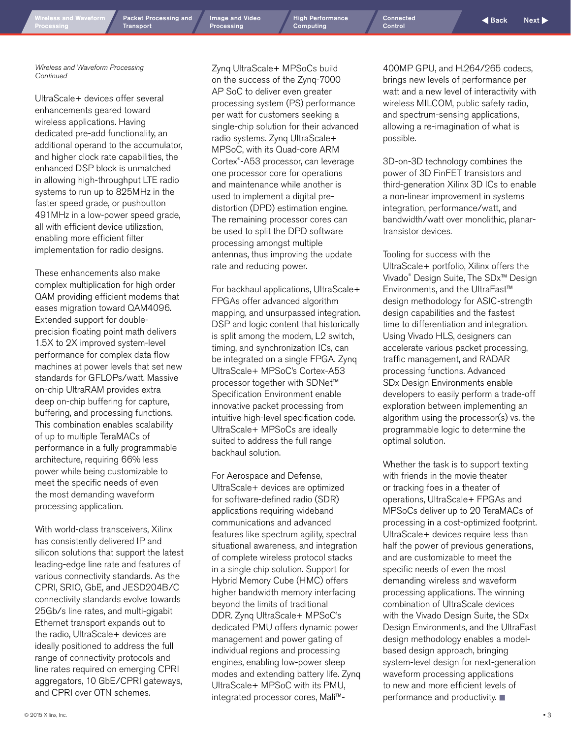*Wireless and Waveform Processing Continued*

UltraScale+ devices offer several enhancements geared toward wireless applications. Having dedicated pre-add functionality, an additional operand to the accumulator, and higher clock rate capabilities, the enhanced DSP block is unmatched in allowing high-throughput LTE radio systems to run up to 825MHz in the faster speed grade, or pushbutton 491MHz in a low-power speed grade, all with efficient device utilization, enabling more efficient filter implementation for radio designs.

These enhancements also make complex multiplication for high order QAM providing efficient modems that eases migration toward QAM4096. Extended support for double-precision floating point math delivers 1.5X to 2X improved system-level performance for complex data flow machines at power levels that set new standards for GFLOPs/watt. Massive on-chip UltraRAM provides extra deep on-chip buffering for capture, buffering, and processing functions. This combination enables scalability of up to multiple TeraMACs of performance in a fully programmable architecture, requiring 66% less power while being customizable to meet the specific needs of even the most demanding waveform processing application.

With world-class transceivers, Xilinx has consistently delivered IP and silicon solutions that support the latest leading-edge line rate and features of various connectivity standards. As the CPRI, SRIO, GbE, and JESD204B/C connectivity standards evolve towards 25Gb/s line rates, and multi-gigabit Ethernet transport expands out to the radio, UltraScale+ devices are ideally positioned to address the full range of connectivity protocols and line rates required on emerging CPRI aggregators, 10 GbE/CPRI gateways, and CPRI over OTN schemes.

Zynq UltraScale+ MPSoCs build on the success of the Zynq-7000 AP SoC to deliver even greater processing system (PS) performance per watt for customers seeking a single-chip solution for their advanced radio systems. Zynq UltraScale+ MPSoC, with its Quad-core ARM Cortex®-A53 processor, can leverage one processor core for operations and maintenance while another is used to implement a digital pre-distortion (DPD) estimation engine. The remaining processor cores can be used to split the DPD software processing amongst multiple antennas, thus improving the update rate and reducing power.

For backhaul applications, UltraScale+ FPGAs offer advanced algorithm mapping, and unsurpassed integration. DSP and logic content that historically is split among the modem, L2 switch, timing, and synchronization ICs, can be integrated on a single FPGA. Zynq UltraScale+ MPSoC's Cortex-A53 processor together with SDNet™ Specification Environment enable innovative packet processing from intuitive high-level specification code. UltraScale+ MPSoCs are ideally suited to address the full range backhaul solution.

For Aerospace and Defense, UltraScale+ devices are optimized for software-defined radio (SDR) applications requiring wideband communications and advanced features like spectrum agility, spectral situational awareness, and integration of complete wireless protocol stacks in a single chip solution. Support for Hybrid Memory Cube (HMC) offers higher bandwidth memory interfacing beyond the limits of traditional DDR. Zynq UltraScale+ MPSoC's dedicated PMU offers dynamic power management and power gating of individual regions and processing engines, enabling low-power sleep modes and extending battery life. Zynq UltraScale+ MPSoC with its PMU, integrated processor cores, Mali™-400MP GPU, and H.264/265 codecs, brings new levels of performance per watt and a new level of interactivity with wireless MILCOM, public safety radio, and spectrum-sensing applications, allowing a re-imagination of what is possible.

3D-on-3D technology combines the power of 3D FinFET transistors and third-generation Xilinx 3D ICs to enable a non-linear improvement in systems integration, performance/watt, and bandwidth/watt over monolithic, planar-transistor devices.

Tooling for success with the UltraScale+ portfolio, Xilinx offers the Vivado® Design Suite, The SDx™ Design Environments, and the UltraFast™ design methodology for ASIC-strength design capabilities and the fastest time to differentiation and integration. Using Vivado HLS, designers can accelerate various packet processing, traffic management, and RADAR processing functions. Advanced SDx Design Environments enable developers to easily perform a trade-off exploration between implementing an algorithm using the processor(s) vs. the programmable logic to determine the optimal solution.

Whether the task is to support texting with friends in the movie theater or tracking foes in a theater of operations, UltraScale+ FPGAs and MPSoCs deliver up to 20 TeraMACs of processing in a cost-optimized footprint. UltraScale+ devices require less than half the power of previous generations, and are customizable to meet the specific needs of even the most demanding wireless and waveform processing applications. The winning combination of UltraScale devices with the Vivado Design Suite, the SDx Design Environments, and the UltraFast design methodology enables a model-based design approach, bringing system-level design for next-generation waveform processing applications to new and more efficient levels of performance and productivity. ■

© 2015 Xilinx, Inc.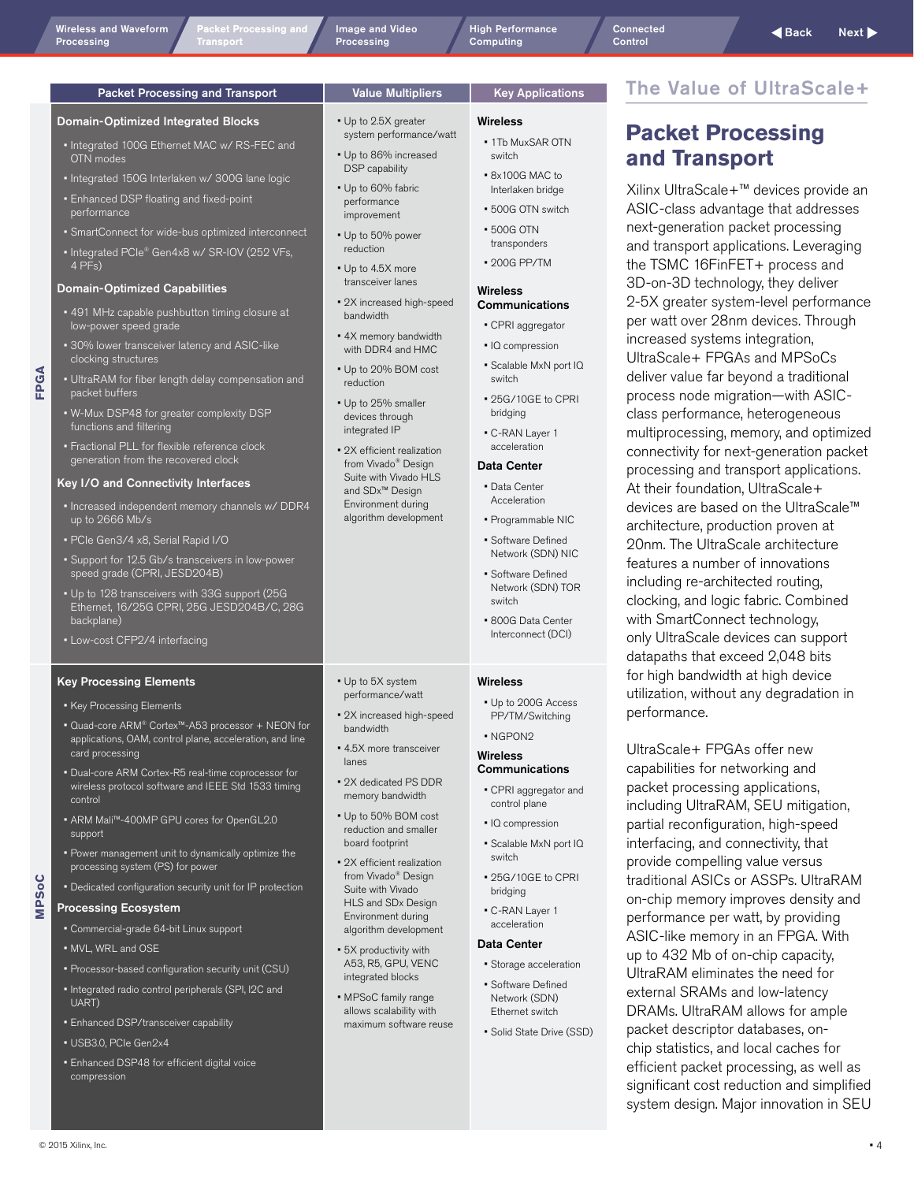| | Packet Processing and Transport | Value Multipliers | Key Applications |
|---|---|---|---|
| FPGA | **Domain-Optimized Integrated Blocks**<br>• Integrated 100G Ethernet MAC w/ RS-FEC and OTN modes<br>• Integrated 150G Interlaken w/ 300G lane logic<br>• Enhanced DSP floating and fixed-point performance<br>• SmartConnect for wide-bus optimized interconnect<br>• Integrated PCIe® Gen4x8 w/ SR-IOV (252 VFs, 4 PFs)<br>**Domain-Optimized Capabilities**<br>• 491 MHz capable pushbutton timing closure at low-power speed grade<br>• 30% lower transceiver latency and ASIC-like clocking structures<br>• UltraRAM for fiber length delay compensation and packet buffers<br>• W-Mux DSP48 for greater complexity DSP functions and filtering<br>• Fractional PLL for flexible reference clock generation from the recovered clock<br>**Key I/O and Connectivity Interfaces**<br>• Increased independent memory channels w/ DDR4 up to 2666 Mb/s<br>• PCIe Gen3/4 x8, Serial Rapid I/O<br>• Support for 12.5 Gb/s transceivers in low-power speed grade (CPRI, JESD204B)<br>• Up to 128 transceivers with 33G support (25G Ethernet, 16/25G CPRI, 25G JESD204B/C, 28G backplane)<br>• Low-cost CFP2/4 interfacing | • Up to 2.5X greater system performance/watt<br>• Up to 86% increased DSP capability<br>• Up to 60% fabric performance improvement<br>• Up to 50% power reduction<br>• Up to 4.5X more transceiver lanes<br>• 2X increased high-speed bandwidth<br>• 4X memory bandwidth with DDR4 and HMC<br>• Up to 20% BOM cost reduction<br>• Up to 25% smaller devices through integrated IP<br>• 2X efficient realization from Vivado® Design Suite with Vivado HLS and SDx™ Design Environment during algorithm development | **Wireless**<br>• 1Tb MuxSAR OTN switch<br>• 8x100G MAC to Interlaken bridge<br>• 500G OTN switch<br>• 500G OTN transponders<br>• 200G PP/TM<br>**Wireless Communications**<br>• CPRI aggregator<br>• IQ compression<br>• Scalable MxN port IQ switch<br>• 25G/10GE to CPRI bridging<br>• C-RAN Layer 1 acceleration<br>**Data Center**<br>• Data Center Acceleration<br>• Programmable NIC<br>• Software Defined Network (SDN) NIC<br>• Software Defined Network (SDN) TOR switch<br>• 800G Data Center Interconnect (DCI) |
| MPSoC | **Key Processing Elements**<br>• Key Processing Elements<br>• Quad-core ARM® Cortex™-A53 processor + NEON for applications, OAM, control plane, acceleration, and line card processing<br>• Dual-core ARM Cortex-R5 real-time coprocessor for wireless protocol software and IEEE Std 1533 timing control<br>• ARM Mali™-400MP GPU cores for OpenGL2.0 support<br>• Power management unit to dynamically optimize the processing system (PS) for power<br>• Dedicated configuration security unit for IP protection<br>**Processing Ecosystem**<br>• Commercial-grade 64-bit Linux support<br>• MVL, WRL and OSE<br>• Processor-based configuration security unit (CSU)<br>• Integrated radio control peripherals (SPI, I2C and UART)<br>• Enhanced DSP/transceiver capability<br>• USB3.0, PCIe Gen2x4<br>• Enhanced DSP48 for efficient digital voice compression | • Up to 5X system performance/watt<br>• 2X increased high-speed bandwidth<br>• 4.5X more transceiver lanes<br>• 2X dedicated PS DDR memory bandwidth<br>• Up to 50% BOM cost reduction and smaller board footprint<br>• 2X efficient realization from Vivado® Design Suite with Vivado HLS and SDx Design Environment during algorithm development<br>• 5X productivity with A53, R5, GPU, VENC integrated blocks<br>• MPSoC family range allows scalability with maximum software reuse | **Wireless**<br>• Up to 200G Access PP/TM/Switching<br>• NGPON2<br>**Wireless Communications**<br>• CPRI aggregator and control plane<br>• IQ compression<br>• Scalable MxN port IQ switch<br>• 25G/10GE to CPRI bridging<br>• C-RAN Layer 1 acceleration<br>**Data Center**<br>• Storage acceleration<br>• Software Defined Network (SDN) Ethernet switch<br>• Solid State Drive (SSD) |

## The Value of UltraScale+

# Packet Processing and Transport

Xilinx UltraScale+™ devices provide an ASIC-class advantage that addresses next-generation packet processing and transport applications. Leveraging the TSMC 16FinFET+ process and 3D-on-3D technology, they deliver 2-5X greater system-level performance per watt over 28nm devices. Through increased systems integration, UltraScale+ FPGAs and MPSoCs deliver value far beyond a traditional process node migration—with ASIC-class performance, heterogeneous multiprocessing, memory, and optimized connectivity for next-generation packet processing and transport applications. At their foundation, UltraScale+ devices are based on the UltraScale™ architecture, production proven at 20nm. The UltraScale architecture features a number of innovations including re-architected routing, clocking, and logic fabric. Combined with SmartConnect technology, only UltraScale devices can support datapaths that exceed 2,048 bits for high bandwidth at high device utilization, without any degradation in performance.

UltraScale+ FPGAs offer new capabilities for networking and packet processing applications, including UltraRAM, SEU mitigation, partial reconfiguration, high-speed interfacing, and connectivity, that provide compelling value versus traditional ASICs or ASSPs. UltraRAM on-chip memory improves density and performance per watt, by providing ASIC-like memory in an FPGA. With up to 432 Mb of on-chip capacity, UltraRAM eliminates the need for external SRAMs and low-latency DRAMs. UltraRAM allows for ample packet descriptor databases, on-chip statistics, and local caches for efficient packet processing, as well as significant cost reduction and simplified system design. Major innovation in SEU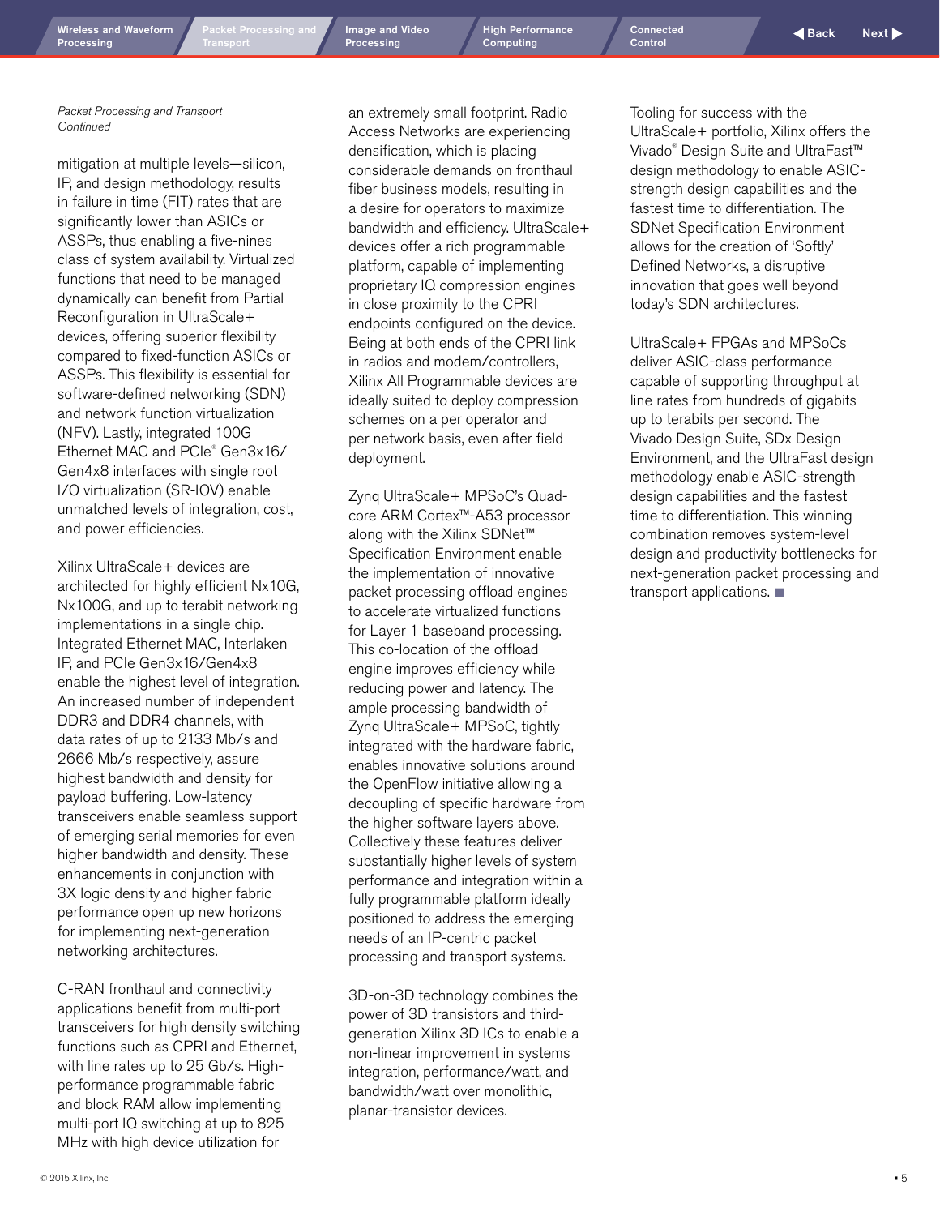*Packet Processing and Transport Continued*

mitigation at multiple levels—silicon, IP, and design methodology, results in failure in time (FIT) rates that are significantly lower than ASICs or ASSPs, thus enabling a five-nines class of system availability. Virtualized functions that need to be managed dynamically can benefit from Partial Reconfiguration in UltraScale+ devices, offering superior flexibility compared to fixed-function ASICs or ASSPs. This flexibility is essential for software-defined networking (SDN) and network function virtualization (NFV). Lastly, integrated 100G Ethernet MAC and PCIe® Gen3x16/Gen4x8 interfaces with single root I/O virtualization (SR-IOV) enable unmatched levels of integration, cost, and power efficiencies.

Xilinx UltraScale+ devices are architected for highly efficient Nx10G, Nx100G, and up to terabit networking implementations in a single chip. Integrated Ethernet MAC, Interlaken IP, and PCIe Gen3x16/Gen4x8 enable the highest level of integration. An increased number of independent DDR3 and DDR4 channels, with data rates of up to 2133 Mb/s and 2666 Mb/s respectively, assure highest bandwidth and density for payload buffering. Low-latency transceivers enable seamless support of emerging serial memories for even higher bandwidth and density. These enhancements in conjunction with 3X logic density and higher fabric performance open up new horizons for implementing next-generation networking architectures.

C-RAN fronthaul and connectivity applications benefit from multi-port transceivers for high density switching functions such as CPRI and Ethernet, with line rates up to 25 Gb/s. High-performance programmable fabric and block RAM allow implementing multi-port IQ switching at up to 825 MHz with high device utilization for an extremely small footprint. Radio Access Networks are experiencing densification, which is placing considerable demands on fronthaul fiber business models, resulting in a desire for operators to maximize bandwidth and efficiency. UltraScale+ devices offer a rich programmable platform, capable of implementing proprietary IQ compression engines in close proximity to the CPRI endpoints configured on the device. Being at both ends of the CPRI link in radios and modem/controllers, Xilinx All Programmable devices are ideally suited to deploy compression schemes on a per operator and per network basis, even after field deployment.

Zynq UltraScale+ MPSoC's Quad-core ARM Cortex™-A53 processor along with the Xilinx SDNet™ Specification Environment enable the implementation of innovative packet processing offload engines to accelerate virtualized functions for Layer 1 baseband processing. This co-location of the offload engine improves efficiency while reducing power and latency. The ample processing bandwidth of Zynq UltraScale+ MPSoC, tightly integrated with the hardware fabric, enables innovative solutions around the OpenFlow initiative allowing a decoupling of specific hardware from the higher software layers above. Collectively these features deliver substantially higher levels of system performance and integration within a fully programmable platform ideally positioned to address the emerging needs of an IP-centric packet processing and transport systems.

3D-on-3D technology combines the power of 3D transistors and third-generation Xilinx 3D ICs to enable a non-linear improvement in systems integration, performance/watt, and bandwidth/watt over monolithic, planar-transistor devices.

Tooling for success with the UltraScale+ portfolio, Xilinx offers the Vivado® Design Suite and UltraFast™ design methodology to enable ASIC-strength design capabilities and the fastest time to differentiation. The SDNet Specification Environment allows for the creation of 'Softly' Defined Networks, a disruptive innovation that goes well beyond today's SDN architectures.

UltraScale+ FPGAs and MPSoCs deliver ASIC-class performance capable of supporting throughput at line rates from hundreds of gigabits up to terabits per second. The Vivado Design Suite, SDx Design Environment, and the UltraFast design methodology enable ASIC-strength design capabilities and the fastest time to differentiation. This winning combination removes system-level design and productivity bottlenecks for next-generation packet processing and transport applications. ■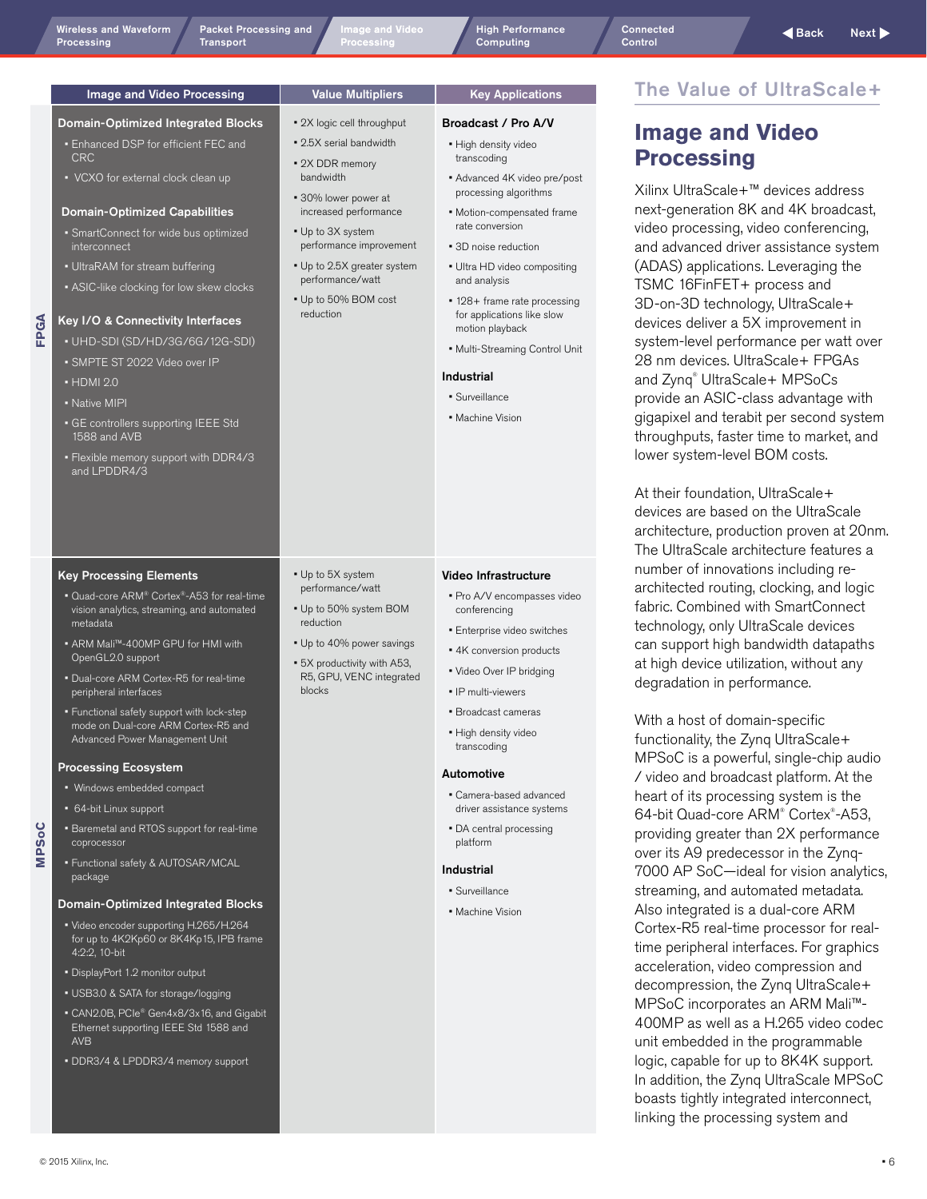| | Image and Video Processing | Value Multipliers | Key Applications |
|---|---|---|---|
| FPGA | **Domain-Optimized Integrated Blocks**<br>• Enhanced DSP for efficient FEC and CRC<br>• VCXO for external clock clean up<br><br>**Domain-Optimized Capabilities**<br>• SmartConnect for wide bus optimized interconnect<br>• UltraRAM for stream buffering<br>• ASIC-like clocking for low skew clocks<br><br>**Key I/O & Connectivity Interfaces**<br>• UHD-SDI (SD/HD/3G/6G/12G-SDI)<br>• SMPTE ST 2022 Video over IP<br>• HDMI 2.0<br>• Native MIPI<br>• GE controllers supporting IEEE Std 1588 and AVB<br>• Flexible memory support with DDR4/3 and LPDDR4/3 | • 2X logic cell throughput<br>• 2.5X serial bandwidth<br>• 2X DDR memory bandwidth<br>• 30% lower power at increased performance<br>• Up to 3X system performance improvement<br>• Up to 2.5X greater system performance/watt<br>• Up to 50% BOM cost reduction | **Broadcast / Pro A/V**<br>• High density video transcoding<br>• Advanced 4K video pre/post processing algorithms<br>• Motion-compensated frame rate conversion<br>• 3D noise reduction<br>• Ultra HD video compositing and analysis<br>• 128+ frame rate processing for applications like slow motion playback<br>• Multi-Streaming Control Unit<br><br>**Industrial**<br>• Surveillance<br>• Machine Vision |
| MPSoC | **Key Processing Elements**<br>• Quad-core ARM® Cortex®-A53 for real-time vision analytics, streaming, and automated metadata<br>• ARM Mali™-400MP GPU for HMI with OpenGL2.0 support<br>• Dual-core ARM Cortex-R5 for real-time peripheral interfaces<br>• Functional safety support with lock-step mode on Dual-core ARM Cortex-R5 and Advanced Power Management Unit<br><br>**Processing Ecosystem**<br>• Windows embedded compact<br>• 64-bit Linux support<br>• Baremetal and RTOS support for real-time coprocessor<br>• Functional safety & AUTOSAR/MCAL package<br><br>**Domain-Optimized Integrated Blocks**<br>• Video encoder supporting H.265/H.264 for up to 4K2Kp60 or 8K4Kp15, IPB frame 4:2:2, 10-bit<br>• DisplayPort 1.2 monitor output<br>• USB3.0 & SATA for storage/logging<br>• CAN2.0B, PCIe® Gen4x8/3x16, and Gigabit Ethernet supporting IEEE Std 1588 and AVB<br>• DDR3/4 & LPDDR3/4 memory support | • Up to 5X system performance/watt<br>• Up to 50% system BOM reduction<br>• Up to 40% power savings<br>• 5X productivity with A53, R5, GPU, VENC integrated blocks | **Video Infrastructure**<br>• Pro A/V encompasses video conferencing<br>• Enterprise video switches<br>• 4K conversion products<br>• Video Over IP bridging<br>• IP multi-viewers<br>• Broadcast cameras<br>• High density video transcoding<br><br>**Automotive**<br>• Camera-based advanced driver assistance systems<br>• DA central processing platform<br><br>**Industrial**<br>• Surveillance<br>• Machine Vision |

## The Value of UltraScale+

# Image and Video Processing

Xilinx UltraScale+™ devices address next-generation 8K and 4K broadcast, video processing, video conferencing, and advanced driver assistance system (ADAS) applications. Leveraging the TSMC 16FinFET+ process and 3D-on-3D technology, UltraScale+ devices deliver a 5X improvement in system-level performance per watt over 28 nm devices. UltraScale+ FPGAs and Zynq® UltraScale+ MPSoCs provide an ASIC-class advantage with gigapixel and terabit per second system throughputs, faster time to market, and lower system-level BOM costs.

At their foundation, UltraScale+ devices are based on the UltraScale architecture, production proven at 20nm. The UltraScale architecture features a number of innovations including re-architected routing, clocking, and logic fabric. Combined with SmartConnect technology, only UltraScale devices can support high bandwidth datapaths at high device utilization, without any degradation in performance.

With a host of domain-specific functionality, the Zynq UltraScale+ MPSoC is a powerful, single-chip audio / video and broadcast platform. At the heart of its processing system is the 64-bit Quad-core ARM® Cortex®-A53, providing greater than 2X performance over its A9 predecessor in the Zynq-7000 AP SoC—ideal for vision analytics, streaming, and automated metadata. Also integrated is a dual-core ARM Cortex-R5 real-time processor for real-time peripheral interfaces. For graphics acceleration, video compression and decompression, the Zynq UltraScale+ MPSoC incorporates an ARM Mali™-400MP as well as a H.265 video codec unit embedded in the programmable logic, capable for up to 8K4K support. In addition, the Zynq UltraScale MPSoC boasts tightly integrated interconnect, linking the processing system and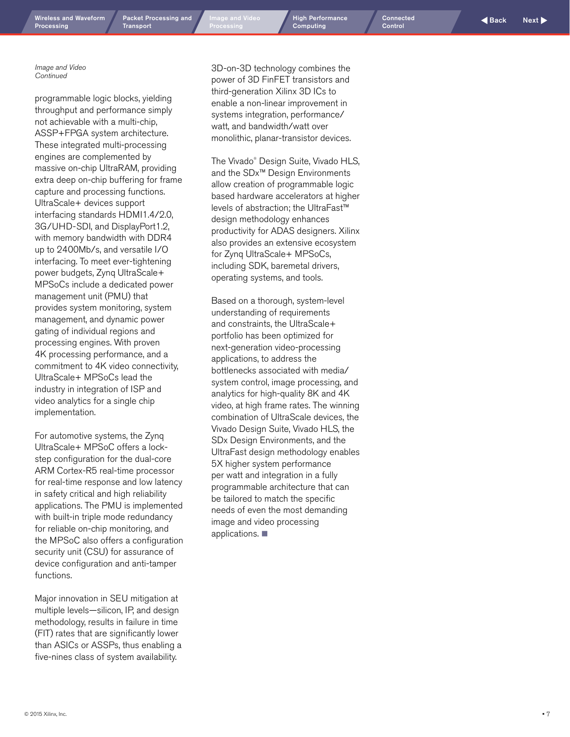*Image and Video Continued*

programmable logic blocks, yielding throughput and performance simply not achievable with a multi-chip, ASSP+FPGA system architecture. These integrated multi-processing engines are complemented by massive on-chip UltraRAM, providing extra deep on-chip buffering for frame capture and processing functions. UltraScale+ devices support interfacing standards HDMI1.4/2.0, 3G/UHD-SDI, and DisplayPort1.2, with memory bandwidth with DDR4 up to 2400Mb/s, and versatile I/O interfacing. To meet ever-tightening power budgets, Zynq UltraScale+ MPSoCs include a dedicated power management unit (PMU) that provides system monitoring, system management, and dynamic power gating of individual regions and processing engines. With proven 4K processing performance, and a commitment to 4K video connectivity, UltraScale+ MPSoCs lead the industry in integration of ISP and video analytics for a single chip implementation.

For automotive systems, the Zynq UltraScale+ MPSoC offers a lock-step configuration for the dual-core ARM Cortex-R5 real-time processor for real-time response and low latency in safety critical and high reliability applications. The PMU is implemented with built-in triple mode redundancy for reliable on-chip monitoring, and the MPSoC also offers a configuration security unit (CSU) for assurance of device configuration and anti-tamper functions.

Major innovation in SEU mitigation at multiple levels—silicon, IP, and design methodology, results in failure in time (FIT) rates that are significantly lower than ASICs or ASSPs, thus enabling a five-nines class of system availability.

3D-on-3D technology combines the power of 3D FinFET transistors and third-generation Xilinx 3D ICs to enable a non-linear improvement in systems integration, performance/watt, and bandwidth/watt over monolithic, planar-transistor devices.

The Vivado® Design Suite, Vivado HLS, and the SDx™ Design Environments allow creation of programmable logic based hardware accelerators at higher levels of abstraction; the UltraFast™ design methodology enhances productivity for ADAS designers. Xilinx also provides an extensive ecosystem for Zynq UltraScale+ MPSoCs, including SDK, baremetal drivers, operating systems, and tools.

Based on a thorough, system-level understanding of requirements and constraints, the UltraScale+ portfolio has been optimized for next-generation video-processing applications, to address the bottlenecks associated with media/system control, image processing, and analytics for high-quality 8K and 4K video, at high frame rates. The winning combination of UltraScale devices, the Vivado Design Suite, Vivado HLS, the SDx Design Environments, and the UltraFast design methodology enables 5X higher system performance per watt and integration in a fully programmable architecture that can be tailored to match the specific needs of even the most demanding image and video processing applications. ■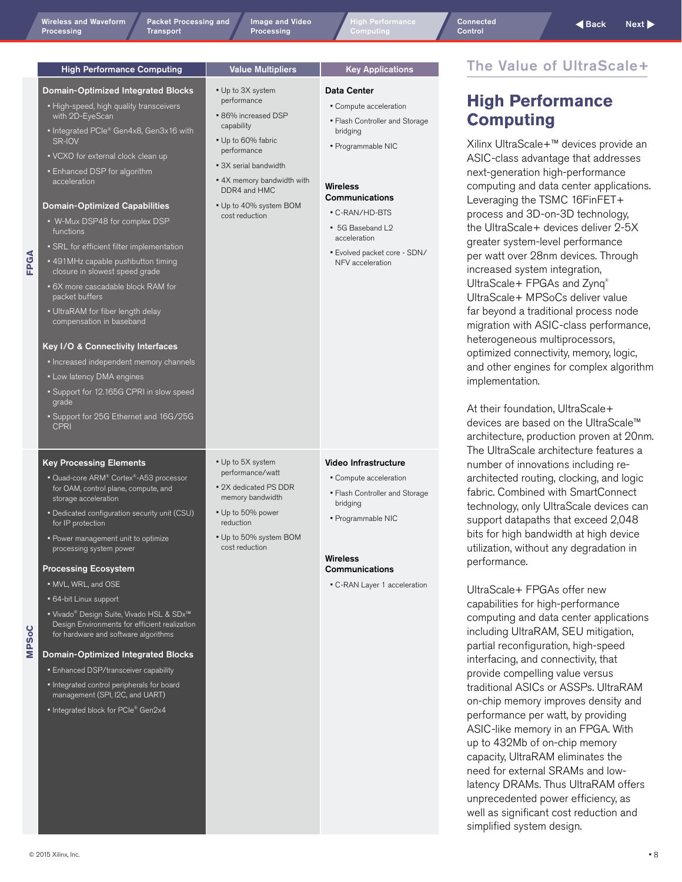| | High Performance Computing | Value Multipliers | Key Applications |
|---|---|---|---|
| FPGA | **Domain-Optimized Integrated Blocks**<br>• High-speed, high quality transceivers with 2D-EyeScan<br>• Integrated PCIe® Gen4x8, Gen3x16 with SR-IOV<br>• VCXO for external clock clean up<br>• Enhanced DSP for algorithm acceleration<br>**Domain-Optimized Capabilities**<br>• W-Mux DSP48 for complex DSP functions<br>• SRL for efficient filter implementation<br>• 491MHz capable pushbutton timing closure in slowest speed grade<br>• 6X more cascadable block RAM for packet buffers<br>• UltraRAM for fiber length delay compensation in baseband<br>**Key I/O & Connectivity Interfaces**<br>• Increased independent memory channels<br>• Low latency DMA engines<br>• Support for 12.165G CPRI in slow speed grade<br>• Support for 25G Ethernet and 16G/25G CPRI | • Up to 3X system performance<br>• 86% increased DSP capability<br>• Up to 60% fabric performance<br>• 3X serial bandwidth<br>• 4X memory bandwidth with DDR4 and HMC<br>• Up to 40% system BOM cost reduction | **Data Center**<br>• Compute acceleration<br>• Flash Controller and Storage bridging<br>• Programmable NIC<br>**Wireless Communications**<br>• C-RAN/HD-BTS<br>• 5G Baseband L2 acceleration<br>• Evolved packet core - SDN/NFV acceleration |
| MPSoC | **Key Processing Elements**<br>• Quad-core ARM® Cortex®-A53 processor for OAM, control plane, compute, and storage acceleration<br>• Dedicated configuration security unit (CSU) for IP protection<br>• Power management unit to optimize processing system power<br>**Processing Ecosystem**<br>• MVL, WRL, and OSE<br>• 64-bit Linux support<br>• Vivado® Design Suite, Vivado HSL & SDx™ Design Environments for efficient realization for hardware and software algorithms<br>**Domain-Optimized Integrated Blocks**<br>• Enhanced DSP/transceiver capability<br>• Integrated control peripherals for board management (SPI, I2C, and UART)<br>• Integrated block for PCIe® Gen2x4 | • Up to 5X system performance/watt<br>• 2X dedicated PS DDR memory bandwidth<br>• Up to 50% power reduction<br>• Up to 50% system BOM cost reduction | **Video Infrastructure**<br>• Compute acceleration<br>• Flash Controller and Storage bridging<br>• Programmable NIC<br>**Wireless Communications**<br>• C-RAN Layer 1 acceleration |

## The Value of UltraScale+

# High Performance Computing

Xilinx UltraScale+™ devices provide an ASIC-class advantage that addresses next-generation high-performance computing and data center applications. Leveraging the TSMC 16FinFET+ process and 3D-on-3D technology, the UltraScale+ devices deliver 2-5X greater system-level performance per watt over 28nm devices. Through increased system integration, UltraScale+ FPGAs and Zynq® UltraScale+ MPSoCs deliver value far beyond a traditional process node migration with ASIC-class performance, heterogeneous multiprocessors, optimized connectivity, memory, logic, and other engines for complex algorithm implementation.

At their foundation, UltraScale+ devices are based on the UltraScale™ architecture, production proven at 20nm. The UltraScale architecture features a number of innovations including re-architected routing, clocking, and logic fabric. Combined with SmartConnect technology, only UltraScale devices can support datapaths that exceed 2,048 bits for high bandwidth at high device utilization, without any degradation in performance.

UltraScale+ FPGAs offer new capabilities for high-performance computing and data center applications including UltraRAM, SEU mitigation, partial reconfiguration, high-speed interfacing, and connectivity, that provide compelling value versus traditional ASICs or ASSPs. UltraRAM on-chip memory improves density and performance per watt, by providing ASIC-like memory in an FPGA. With up to 432Mb of on-chip memory capacity, UltraRAM eliminates the need for external SRAMs and low-latency DRAMs. Thus UltraRAM offers unprecedented power efficiency, as well as significant cost reduction and simplified system design.

© 2015 Xilinx, Inc.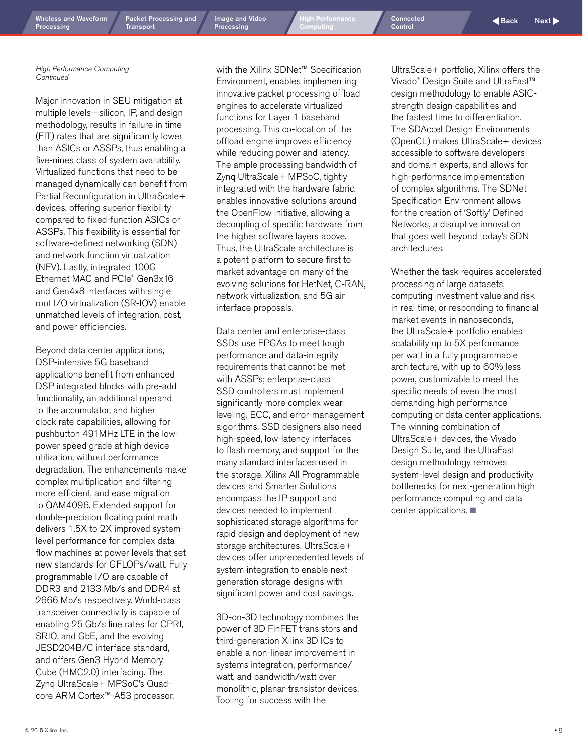*High Performance Computing Continued*

Major innovation in SEU mitigation at multiple levels—silicon, IP, and design methodology, results in failure in time (FIT) rates that are significantly lower than ASICs or ASSPs, thus enabling a five-nines class of system availability. Virtualized functions that need to be managed dynamically can benefit from Partial Reconfiguration in UltraScale+ devices, offering superior flexibility compared to fixed-function ASICs or ASSPs. This flexibility is essential for software-defined networking (SDN) and network function virtualization (NFV). Lastly, integrated 100G Ethernet MAC and PCIe® Gen3x16 and Gen4x8 interfaces with single root I/O virtualization (SR-IOV) enable unmatched levels of integration, cost, and power efficiencies.

Beyond data center applications, DSP-intensive 5G baseband applications benefit from enhanced DSP integrated blocks with pre-add functionality, an additional operand to the accumulator, and higher clock rate capabilities, allowing for pushbutton 491MHz LTE in the low-power speed grade at high device utilization, without performance degradation. The enhancements make complex multiplication and filtering more efficient, and ease migration to QAM4096. Extended support for double-precision floating point math delivers 1.5X to 2X improved system-level performance for complex data flow machines at power levels that set new standards for GFLOPs/watt. Fully programmable I/O are capable of DDR3 and 2133 Mb/s and DDR4 at 2666 Mb/s respectively. World-class transceiver connectivity is capable of enabling 25 Gb/s line rates for CPRI, SRIO, and GbE, and the evolving JESD204B/C interface standard, and offers Gen3 Hybrid Memory Cube (HMC2.0) interfacing. The Zynq UltraScale+ MPSoC's Quad-core ARM Cortex™-A53 processor, with the Xilinx SDNet™ Specification Environment, enables implementing innovative packet processing offload engines to accelerate virtualized functions for Layer 1 baseband processing. This co-location of the offload engine improves efficiency while reducing power and latency. The ample processing bandwidth of Zynq UltraScale+ MPSoC, tightly integrated with the hardware fabric, enables innovative solutions around the OpenFlow initiative, allowing a decoupling of specific hardware from the higher software layers above. Thus, the UltraScale architecture is a potent platform to secure first to market advantage on many of the evolving solutions for HetNet, C-RAN, network virtualization, and 5G air interface proposals.

Data center and enterprise-class SSDs use FPGAs to meet tough performance and data-integrity requirements that cannot be met with ASSPs; enterprise-class SSD controllers must implement significantly more complex wear-leveling, ECC, and error-management algorithms. SSD designers also need high-speed, low-latency interfaces to flash memory, and support for the many standard interfaces used in the storage. Xilinx All Programmable devices and Smarter Solutions encompass the IP support and devices needed to implement sophisticated storage algorithms for rapid design and deployment of new storage architectures. UltraScale+ devices offer unprecedented levels of system integration to enable next-generation storage designs with significant power and cost savings.

3D-on-3D technology combines the power of 3D FinFET transistors and third-generation Xilinx 3D ICs to enable a non-linear improvement in systems integration, performance/watt, and bandwidth/watt over monolithic, planar-transistor devices. Tooling for success with the UltraScale+ portfolio, Xilinx offers the Vivado® Design Suite and UltraFast™ design methodology to enable ASIC-strength design capabilities and the fastest time to differentiation. The SDAccel Design Environments (OpenCL) makes UltraScale+ devices accessible to software developers and domain experts, and allows for high-performance implementation of complex algorithms. The SDNet Specification Environment allows for the creation of 'Softly' Defined Networks, a disruptive innovation that goes well beyond today's SDN architectures.

Whether the task requires accelerated processing of large datasets, computing investment value and risk in real time, or responding to financial market events in nanoseconds, the UltraScale+ portfolio enables scalability up to 5X performance per watt in a fully programmable architecture, with up to 60% less power, customizable to meet the specific needs of even the most demanding high performance computing or data center applications. The winning combination of UltraScale+ devices, the Vivado Design Suite, and the UltraFast design methodology removes system-level design and productivity bottlenecks for next-generation high performance computing and data center applications. ■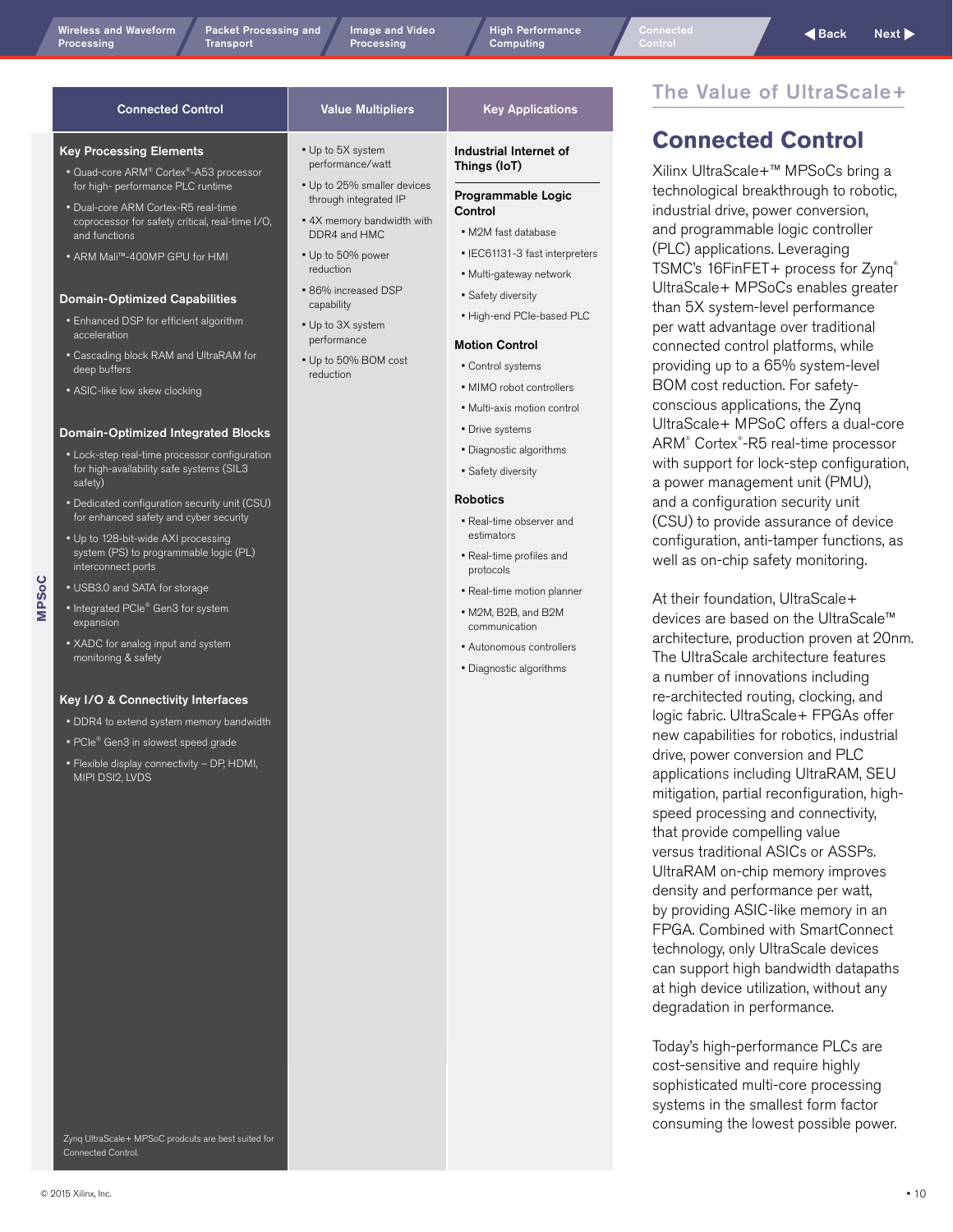## The Value of UltraScale+

# Connected Control

Xilinx UltraScale+™ MPSoCs bring a technological breakthrough to robotic, industrial drive, power conversion, and programmable logic controller (PLC) applications. Leveraging TSMC's 16FinFET+ process for Zynq® UltraScale+ MPSoCs enables greater than 5X system-level performance per watt advantage over traditional connected control platforms, while providing up to a 65% system-level BOM cost reduction. For safety-conscious applications, the Zynq UltraScale+ MPSoC offers a dual-core ARM® Cortex®-R5 real-time processor with support for lock-step configuration, a power management unit (PMU), and a configuration security unit (CSU) to provide assurance of device configuration, anti-tamper functions, as well as on-chip safety monitoring.

At their foundation, UltraScale+ devices are based on the UltraScale™ architecture, production proven at 20nm. The UltraScale architecture features a number of innovations including re-architected routing, clocking, and logic fabric. UltraScale+ FPGAs offer new capabilities for robotics, industrial drive, power conversion and PLC applications including UltraRAM, SEU mitigation, partial reconfiguration, high-speed processing and connectivity, that provide compelling value versus traditional ASICs or ASSPs. UltraRAM on-chip memory improves density and performance per watt, by providing ASIC-like memory in an FPGA. Combined with SmartConnect technology, only UltraScale devices can support high bandwidth datapaths at high device utilization, without any degradation in performance.

Today's high-performance PLCs are cost-sensitive and require highly sophisticated multi-core processing systems in the smallest form factor consuming the lowest possible power.

| | Connected Control | Value Multipliers | Key Applications |
|---|---|---|---|
| MPSoC | **Key Processing Elements**<br>• Quad-core ARM® Cortex®-A53 processor for high- performance PLC runtime<br>• Dual-core ARM Cortex-R5 real-time coprocessor for safety critical, real-time I/O, and functions<br>• ARM Mali™-400MP GPU for HMI<br><br>**Domain-Optimized Capabilities**<br>• Enhanced DSP for efficient algorithm acceleration<br>• Cascading block RAM and UltraRAM for deep buffers<br>• ASIC-like low skew clocking<br><br>**Domain-Optimized Integrated Blocks**<br>• Lock-step real-time processor configuration for high-availability safe systems (SIL3 safety)<br>• Dedicated configuration security unit (CSU) for enhanced safety and cyber security<br>• Up to 128-bit-wide AXI processing system (PS) to programmable logic (PL) interconnect ports<br>• USB3.0 and SATA for storage<br>• Integrated PCIe® Gen3 for system expansion<br>• XADC for analog input and system monitoring & safety<br><br>**Key I/O & Connectivity Interfaces**<br>• DDR4 to extend system memory bandwidth<br>• PCIe® Gen3 in slowest speed grade<br>• Flexible display connectivity – DP, HDMI, MIPI DSI2, LVDS<br><br>Zynq UltraScale+ MPSoC prodcuts are best suited for Connected Control. | • Up to 5X system performance/watt<br>• Up to 25% smaller devices through integrated IP<br>• 4X memory bandwidth with DDR4 and HMC<br>• Up to 50% power reduction<br>• 86% increased DSP capability<br>• Up to 3X system performance<br>• Up to 50% BOM cost reduction | **Industrial Internet of Things (IoT)**<br><br>**Programmable Logic Control**<br>• M2M fast database<br>• IEC61131-3 fast interpreters<br>• Multi-gateway network<br>• Safety diversity<br>• High-end PCIe-based PLC<br><br>**Motion Control**<br>• Control systems<br>• MIMO robot controllers<br>• Multi-axis motion control<br>• Drive systems<br>• Diagnostic algorithms<br>• Safety diversity<br><br>**Robotics**<br>• Real-time observer and estimators<br>• Real-time profiles and protocols<br>• Real-time motion planner<br>• M2M, B2B, and B2M communication<br>• Autonomous controllers<br>• Diagnostic algorithms |

© 2015 Xilinx, Inc.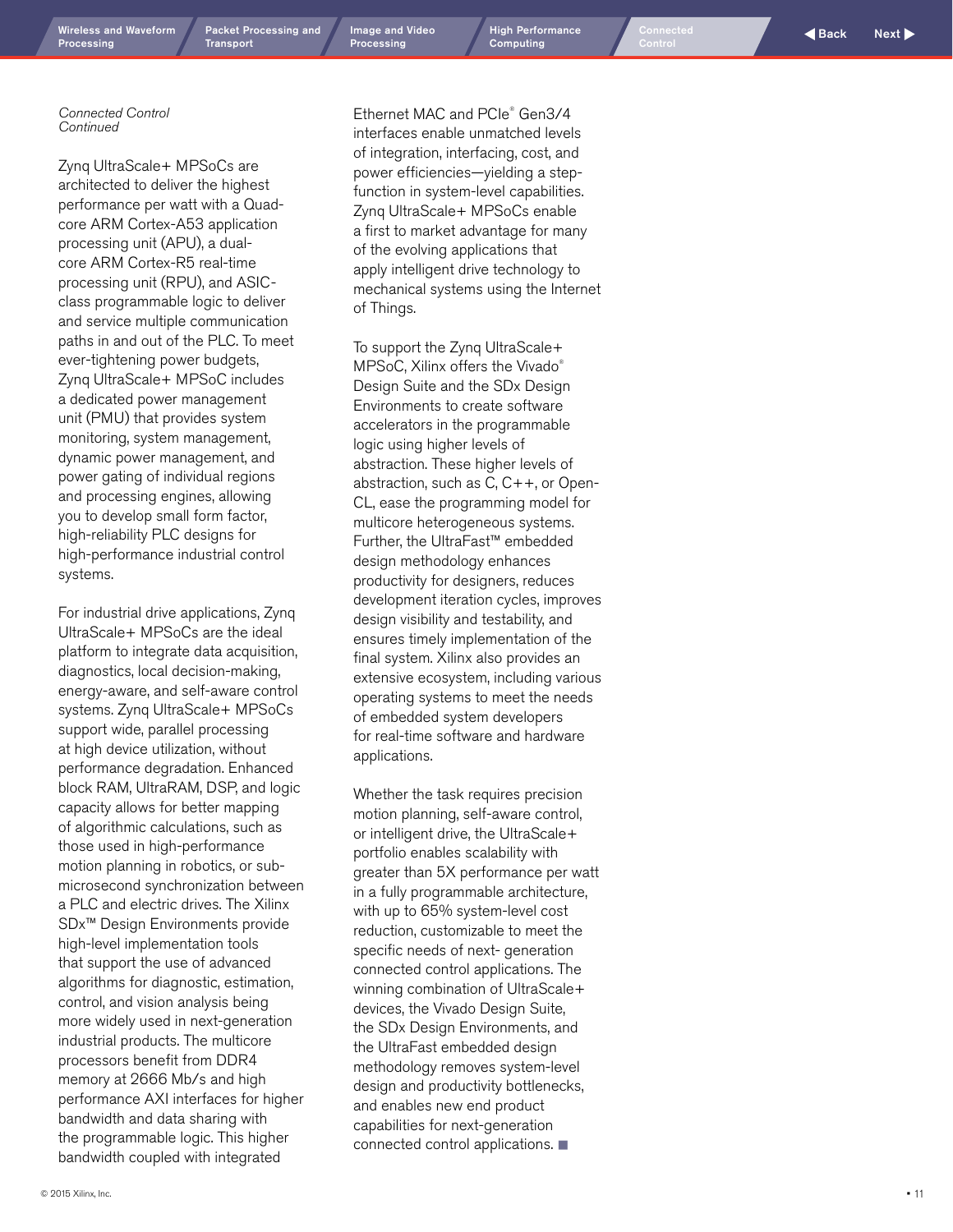*Connected Control Continued*

Zynq UltraScale+ MPSoCs are architected to deliver the highest performance per watt with a Quad-core ARM Cortex-A53 application processing unit (APU), a dual-core ARM Cortex-R5 real-time processing unit (RPU), and ASIC-class programmable logic to deliver and service multiple communication paths in and out of the PLC. To meet ever-tightening power budgets, Zynq UltraScale+ MPSoC includes a dedicated power management unit (PMU) that provides system monitoring, system management, dynamic power management, and power gating of individual regions and processing engines, allowing you to develop small form factor, high-reliability PLC designs for high-performance industrial control systems.

For industrial drive applications, Zynq UltraScale+ MPSoCs are the ideal platform to integrate data acquisition, diagnostics, local decision-making, energy-aware, and self-aware control systems. Zynq UltraScale+ MPSoCs support wide, parallel processing at high device utilization, without performance degradation. Enhanced block RAM, UltraRAM, DSP, and logic capacity allows for better mapping of algorithmic calculations, such as those used in high-performance motion planning in robotics, or sub-microsecond synchronization between a PLC and electric drives. The Xilinx SDx™ Design Environments provide high-level implementation tools that support the use of advanced algorithms for diagnostic, estimation, control, and vision analysis being more widely used in next-generation industrial products. The multicore processors benefit from DDR4 memory at 2666 Mb/s and high performance AXI interfaces for higher bandwidth and data sharing with the programmable logic. This higher bandwidth coupled with integrated Ethernet MAC and PCIe® Gen3/4 interfaces enable unmatched levels of integration, interfacing, cost, and power efficiencies—yielding a step-function in system-level capabilities. Zynq UltraScale+ MPSoCs enable a first to market advantage for many of the evolving applications that apply intelligent drive technology to mechanical systems using the Internet of Things.

To support the Zynq UltraScale+ MPSoC, Xilinx offers the Vivado® Design Suite and the SDx Design Environments to create software accelerators in the programmable logic using higher levels of abstraction. These higher levels of abstraction, such as C, C++, or Open-CL, ease the programming model for multicore heterogeneous systems. Further, the UltraFast™ embedded design methodology enhances productivity for designers, reduces development iteration cycles, improves design visibility and testability, and ensures timely implementation of the final system. Xilinx also provides an extensive ecosystem, including various operating systems to meet the needs of embedded system developers for real-time software and hardware applications.

Whether the task requires precision motion planning, self-aware control, or intelligent drive, the UltraScale+ portfolio enables scalability with greater than 5X performance per watt in a fully programmable architecture, with up to 65% system-level cost reduction, customizable to meet the specific needs of next- generation connected control applications. The winning combination of UltraScale+ devices, the Vivado Design Suite, the SDx Design Environments, and the UltraFast embedded design methodology removes system-level design and productivity bottlenecks, and enables new end product capabilities for next-generation connected control applications. ■

© 2015 Xilinx, Inc.